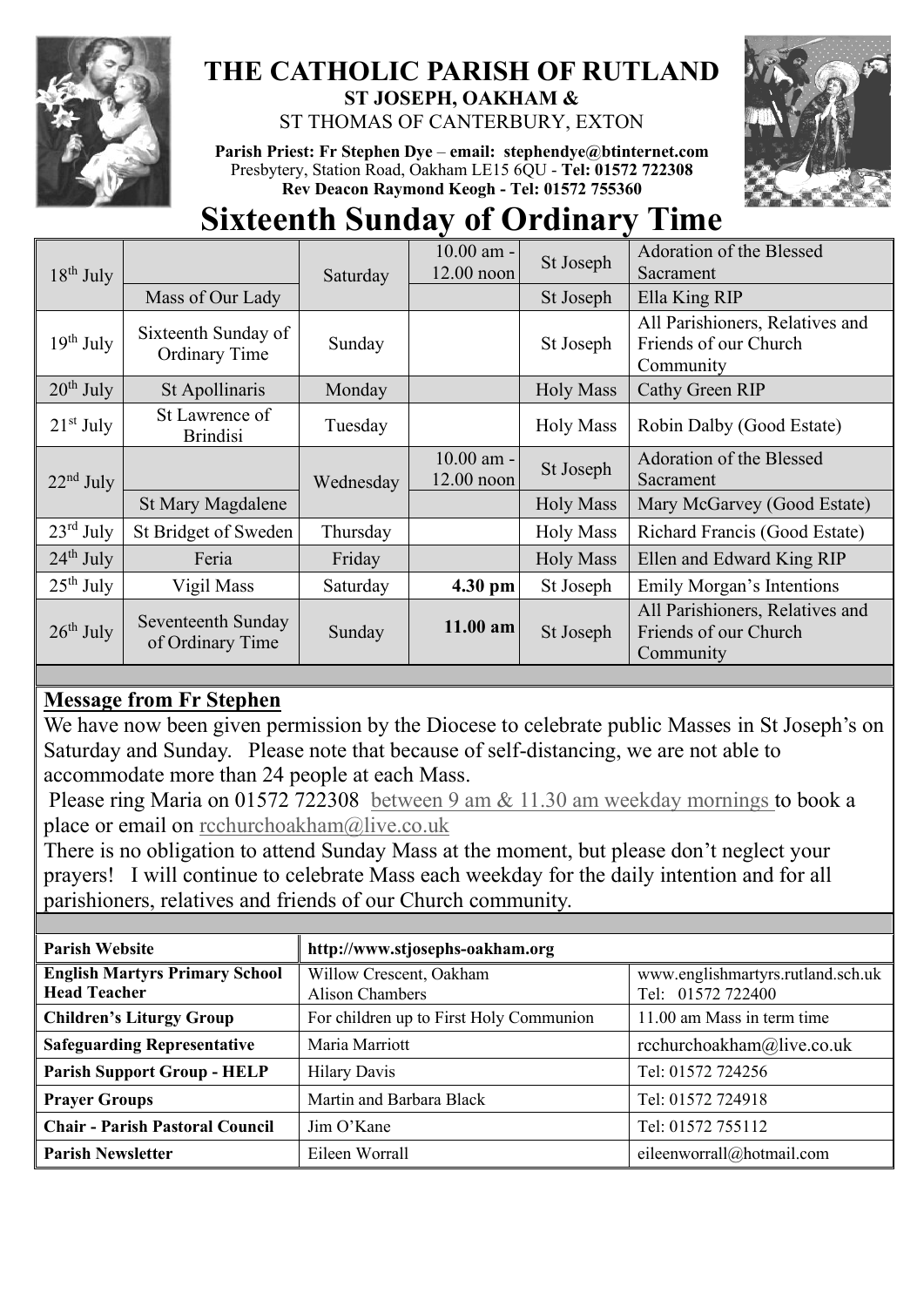# THE CATHOLIC PARISH OF RUTLAND

**ST JOSEPH, OAKHAM &**

ST THOMAS OF CANTERBURY, EXTON

**Parish Priest: Fr Stephen Dye – email: stephendye@btinternet.com**
Presbytery, Station Road, Oakham LE15 6QU - **Tel: 01572 722308**
**Rev Deacon Raymond Keogh - Tel: 01572 755360**

# Sixteenth Sunday of Ordinary Time

| | | | | | |
|---|---|---|---|---|---|
| 18th July | | Saturday | 10.00 am - 12.00 noon | St Joseph | Adoration of the Blessed Sacrament |
| | Mass of Our Lady | | | St Joseph | Ella King RIP |
| 19th July | Sixteenth Sunday of Ordinary Time | Sunday | | St Joseph | All Parishioners, Relatives and Friends of our Church Community |
| 20th July | St Apollinaris | Monday | | Holy Mass | Cathy Green RIP |
| 21st July | St Lawrence of Brindisi | Tuesday | | Holy Mass | Robin Dalby (Good Estate) |
| 22nd July | | Wednesday | 10.00 am - 12.00 noon | St Joseph | Adoration of the Blessed Sacrament |
| | St Mary Magdalene | | | Holy Mass | Mary McGarvey (Good Estate) |
| 23rd July | St Bridget of Sweden | Thursday | | Holy Mass | Richard Francis (Good Estate) |
| 24th July | Feria | Friday | | Holy Mass | Ellen and Edward King RIP |
| 25th July | Vigil Mass | Saturday | **4.30 pm** | St Joseph | Emily Morgan's Intentions |
| 26th July | Seventeenth Sunday of Ordinary Time | Sunday | **11.00 am** | St Joseph | All Parishioners, Relatives and Friends of our Church Community |

## Message from Fr Stephen

We have now been given permission by the Diocese to celebrate public Masses in St Joseph's on Saturday and Sunday. Please note that because of self-distancing, we are not able to accommodate more than 24 people at each Mass.

Please ring Maria on 01572 722308 between 9 am & 11.30 am weekday mornings to book a place or email on rcchurchoakham@live.co.uk

There is no obligation to attend Sunday Mass at the moment, but please don't neglect your prayers! I will continue to celebrate Mass each weekday for the daily intention and for all parishioners, relatives and friends of our Church community.

| | | |
|---|---|---|
| **Parish Website** | **http://www.stjosephs-oakham.org** | |
| **English Martyrs Primary School Head Teacher** | Willow Crescent, Oakham Alison Chambers | www.englishmartyrs.rutland.sch.uk Tel: 01572 722400 |
| **Children's Liturgy Group** | For children up to First Holy Communion | 11.00 am Mass in term time |
| **Safeguarding Representative** | Maria Marriott | rcchurchoakham@live.co.uk |
| **Parish Support Group - HELP** | Hilary Davis | Tel: 01572 724256 |
| **Prayer Groups** | Martin and Barbara Black | Tel: 01572 724918 |
| **Chair - Parish Pastoral Council** | Jim O'Kane | Tel: 01572 755112 |
| **Parish Newsletter** | Eileen Worrall | eileenworrall@hotmail.com |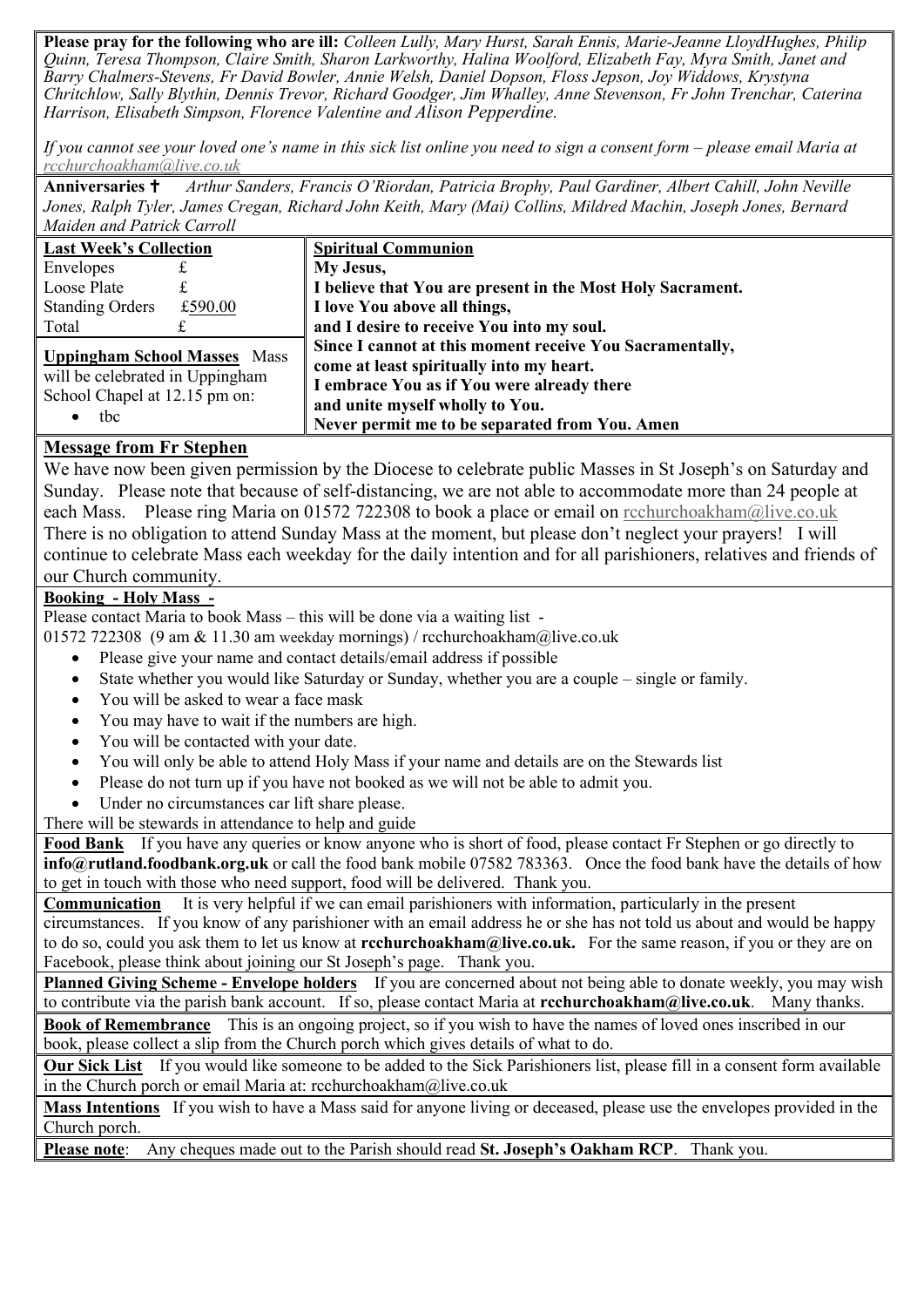**Please pray for the following who are ill:** *Colleen Lully, Mary Hurst, Sarah Ennis, Marie-Jeanne LloydHughes, Philip Quinn, Teresa Thompson, Claire Smith, Sharon Larkworthy, Halina Woolford, Elizabeth Fay, Myra Smith, Janet and Barry Chalmers-Stevens, Fr David Bowler, Annie Welsh, Daniel Dopson, Floss Jepson, Joy Widdows, Krystyna Chritchlow, Sally Blythin, Dennis Trevor, Richard Goodger, Jim Whalley, Anne Stevenson, Fr John Trenchar, Caterina Harrison, Elisabeth Simpson, Florence Valentine and Alison Pepperdine.*

*If you cannot see your loved one's name in this sick list online you need to sign a consent form – please email Maria at rcchurchoakham@live.co.uk*

**Anniversaries ✝** *Arthur Sanders, Francis O'Riordan, Patricia Brophy, Paul Gardiner, Albert Cahill, John Neville Jones, Ralph Tyler, James Cregan, Richard John Keith, Mary (Mai) Collins, Mildred Machin, Joseph Jones, Bernard Maiden and Patrick Carroll*

**Last Week's Collection**

| | |
|---|---|
| Envelopes | £ |
| Loose Plate | £ |
| Standing Orders | £590.00 |
| Total | £ |

**Uppingham School Masses** Mass will be celebrated in Uppingham School Chapel at 12.15 pm on:

- tbc

**Spiritual Communion**

**My Jesus,**
**I believe that You are present in the Most Holy Sacrament.**
**I love You above all things,**
**and I desire to receive You into my soul.**
**Since I cannot at this moment receive You Sacramentally,**
**come at least spiritually into my heart.**
**I embrace You as if You were already there**
**and unite myself wholly to You.**
**Never permit me to be separated from You. Amen**

**Message from Fr Stephen**

We have now been given permission by the Diocese to celebrate public Masses in St Joseph's on Saturday and Sunday. Please note that because of self-distancing, we are not able to accommodate more than 24 people at each Mass. Please ring Maria on 01572 722308 to book a place or email on rcchurchoakham@live.co.uk There is no obligation to attend Sunday Mass at the moment, but please don't neglect your prayers! I will continue to celebrate Mass each weekday for the daily intention and for all parishioners, relatives and friends of our Church community.

**Booking - Holy Mass -**

Please contact Maria to book Mass – this will be done via a waiting list -
01572 722308 (9 am & 11.30 am weekday mornings) / rcchurchoakham@live.co.uk

- Please give your name and contact details/email address if possible
- State whether you would like Saturday or Sunday, whether you are a couple – single or family.
- You will be asked to wear a face mask
- You may have to wait if the numbers are high.
- You will be contacted with your date.
- You will only be able to attend Holy Mass if your name and details are on the Stewards list
- Please do not turn up if you have not booked as we will not be able to admit you.
- Under no circumstances car lift share please.

There will be stewards in attendance to help and guide

**Food Bank** If you have any queries or know anyone who is short of food, please contact Fr Stephen or go directly to **info@rutland.foodbank.org.uk** or call the food bank mobile 07582 783363. Once the food bank have the details of how to get in touch with those who need support, food will be delivered. Thank you.

**Communication** It is very helpful if we can email parishioners with information, particularly in the present circumstances. If you know of any parishioner with an email address he or she has not told us about and would be happy to do so, could you ask them to let us know at **rcchurchoakham@live.co.uk.** For the same reason, if you or they are on Facebook, please think about joining our St Joseph's page. Thank you.

**Planned Giving Scheme - Envelope holders** If you are concerned about not being able to donate weekly, you may wish to contribute via the parish bank account. If so, please contact Maria at **rcchurchoakham@live.co.uk**. Many thanks.

**Book of Remembrance** This is an ongoing project, so if you wish to have the names of loved ones inscribed in our book, please collect a slip from the Church porch which gives details of what to do.

**Our Sick List** If you would like someone to be added to the Sick Parishioners list, please fill in a consent form available in the Church porch or email Maria at: rcchurchoakham@live.co.uk

**Mass Intentions** If you wish to have a Mass said for anyone living or deceased, please use the envelopes provided in the Church porch.

**Please note**: Any cheques made out to the Parish should read **St. Joseph's Oakham RCP**. Thank you.